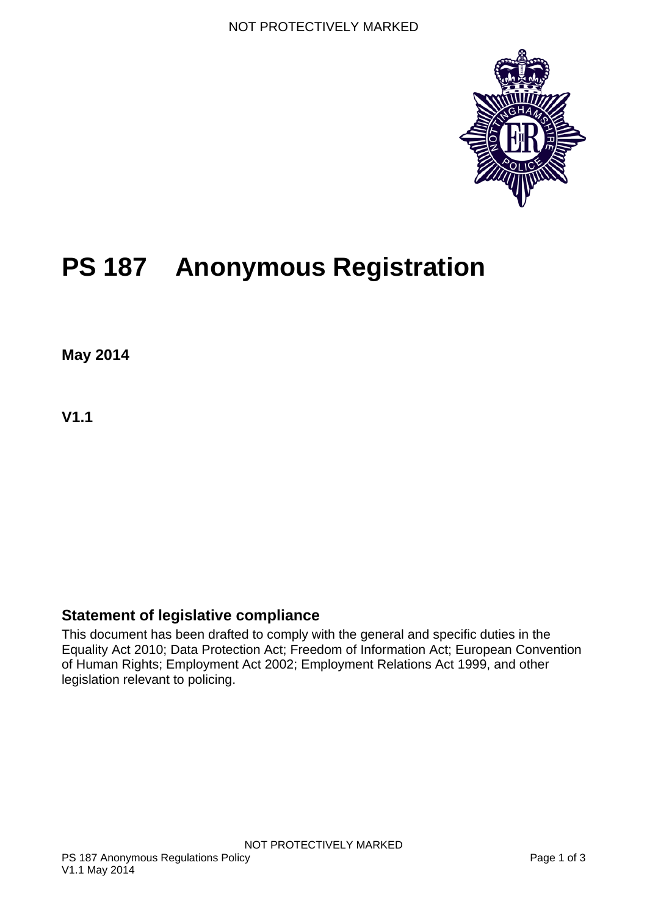# PS 187 Anonymous Registration

**May 2014**

**V1.1**

## Statement of legislative compliance

This document has been drafted to comply with the general and specific duties in the Equality Act 2010; Data Protection Act; Freedom of Information Act; European Convention of Human Rights; Employment Act 2002; Employment Relations Act 1999, and other legislation relevant to policing.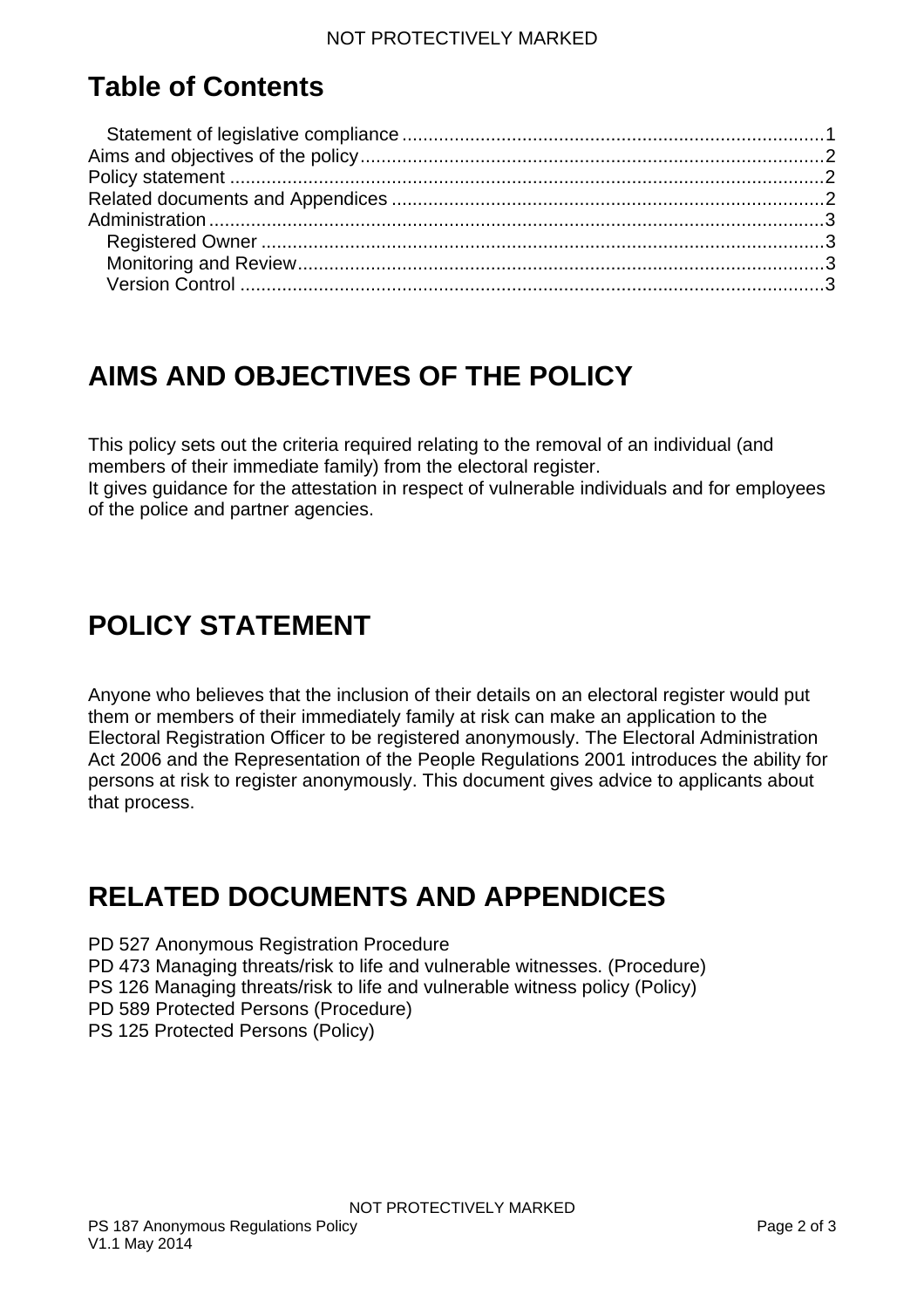# Table of Contents

- Statement of legislative compliance ..... 1
- Aims and objectives of the policy ..... 2
- Policy statement ..... 2
- Related documents and Appendices ..... 2
- Administration ..... 3
  - Registered Owner ..... 3
  - Monitoring and Review ..... 3
  - Version Control ..... 3

# AIMS AND OBJECTIVES OF THE POLICY

This policy sets out the criteria required relating to the removal of an individual (and members of their immediate family) from the electoral register.
It gives guidance for the attestation in respect of vulnerable individuals and for employees of the police and partner agencies.

# POLICY STATEMENT

Anyone who believes that the inclusion of their details on an electoral register would put them or members of their immediately family at risk can make an application to the Electoral Registration Officer to be registered anonymously. The Electoral Administration Act 2006 and the Representation of the People Regulations 2001 introduces the ability for persons at risk to register anonymously. This document gives advice to applicants about that process.

# RELATED DOCUMENTS AND APPENDICES

PD 527 Anonymous Registration Procedure
PD 473 Managing threats/risk to life and vulnerable witnesses. (Procedure)
PS 126 Managing threats/risk to life and vulnerable witness policy (Policy)
PD 589 Protected Persons (Procedure)
PS 125 Protected Persons (Policy)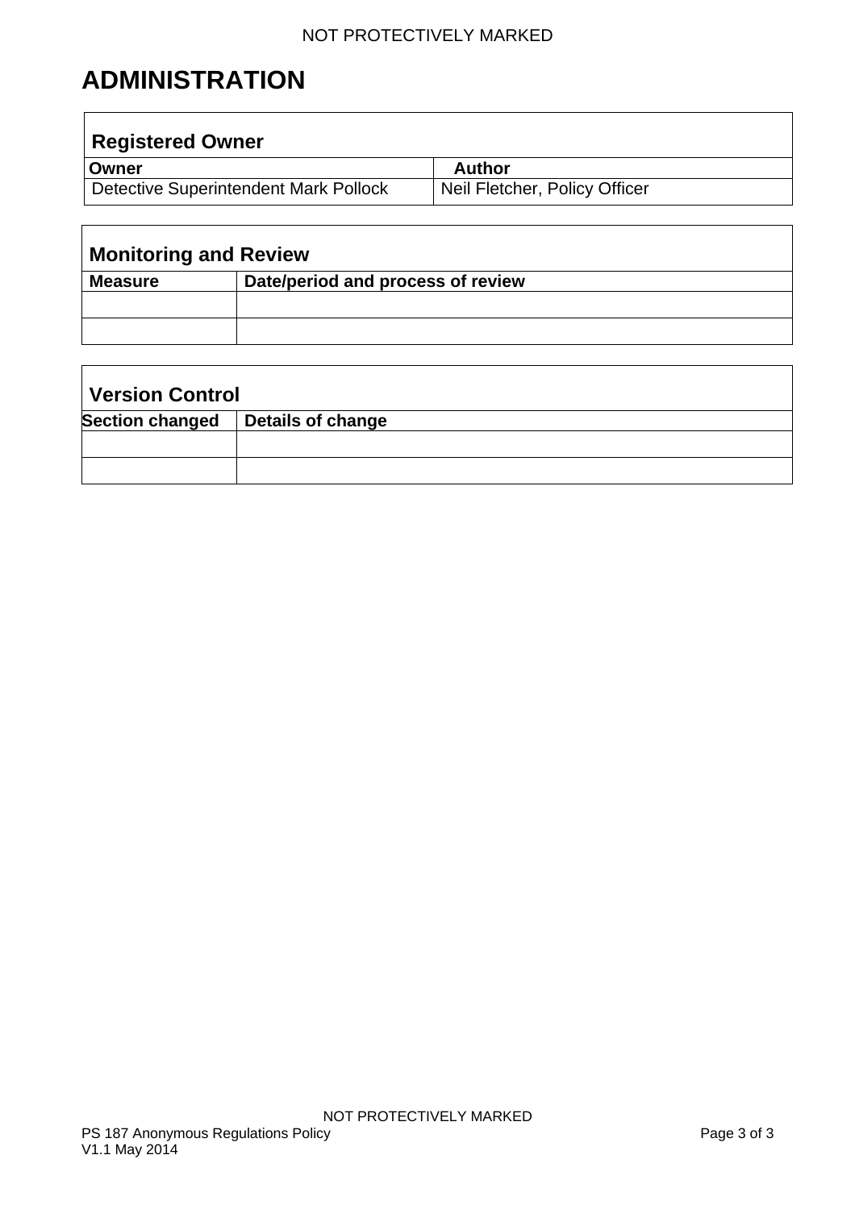# ADMINISTRATION

| Registered Owner | |
|---|---|
| **Owner** | **Author** |
| Detective Superintendent Mark Pollock | Neil Fletcher, Policy Officer |

| Monitoring and Review | |
|---|---|
| **Measure** | **Date/period and process of review** |
| | |
| | |

| Version Control | |
|---|---|
| **Section changed** | **Details of change** |
| | |
| | |